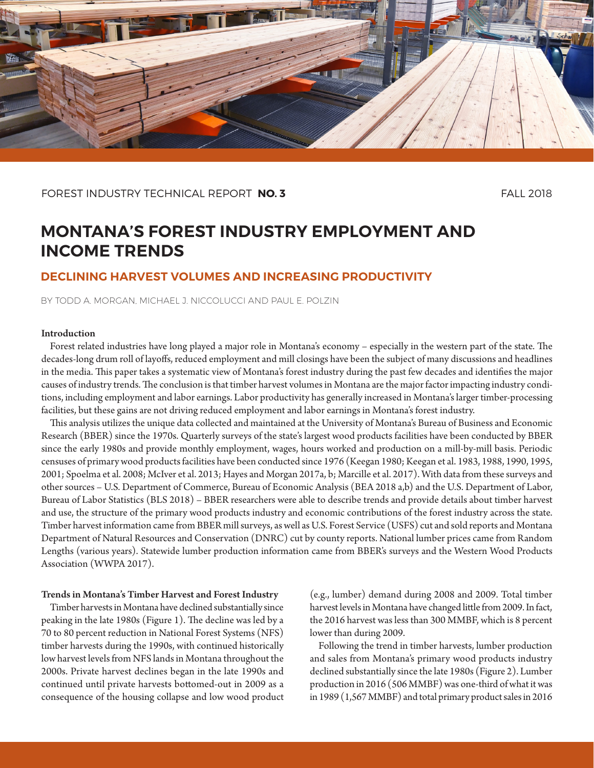FOREST INDUSTRY TECHNICAL REPORT **NO. 3** FALL 2018

# MONTANA'S FOREST INDUSTRY EMPLOYMENT AND INCOME TRENDS

## DECLINING HARVEST VOLUMES AND INCREASING PRODUCTIVITY

BY TODD A. MORGAN, MICHAEL J. NICCOLUCCI AND PAUL E. POLZIN

### Introduction

Forest related industries have long played a major role in Montana's economy – especially in the western part of the state. The decades-long drum roll of layoffs, reduced employment and mill closings have been the subject of many discussions and headlines in the media. This paper takes a systematic view of Montana's forest industry during the past few decades and identifies the major causes of industry trends. The conclusion is that timber harvest volumes in Montana are the major factor impacting industry conditions, including employment and labor earnings. Labor productivity has generally increased in Montana's larger timber-processing facilities, but these gains are not driving reduced employment and labor earnings in Montana's forest industry.

This analysis utilizes the unique data collected and maintained at the University of Montana's Bureau of Business and Economic Research (BBER) since the 1970s. Quarterly surveys of the state's largest wood products facilities have been conducted by BBER since the early 1980s and provide monthly employment, wages, hours worked and production on a mill-by-mill basis. Periodic censuses of primary wood products facilities have been conducted since 1976 (Keegan 1980; Keegan et al. 1983, 1988, 1990, 1995, 2001; Spoelma et al. 2008; McIver et al. 2013; Hayes and Morgan 2017a, b; Marcille et al. 2017). With data from these surveys and other sources – U.S. Department of Commerce, Bureau of Economic Analysis (BEA 2018 a,b) and the U.S. Department of Labor, Bureau of Labor Statistics (BLS 2018) – BBER researchers were able to describe trends and provide details about timber harvest and use, the structure of the primary wood products industry and economic contributions of the forest industry across the state. Timber harvest information came from BBER mill surveys, as well as U.S. Forest Service (USFS) cut and sold reports and Montana Department of Natural Resources and Conservation (DNRC) cut by county reports. National lumber prices came from Random Lengths (various years). Statewide lumber production information came from BBER's surveys and the Western Wood Products Association (WWPA 2017).

### Trends in Montana's Timber Harvest and Forest Industry

Timber harvests in Montana have declined substantially since peaking in the late 1980s (Figure 1). The decline was led by a 70 to 80 percent reduction in National Forest Systems (NFS) timber harvests during the 1990s, with continued historically low harvest levels from NFS lands in Montana throughout the 2000s. Private harvest declines began in the late 1990s and continued until private harvests bottomed-out in 2009 as a consequence of the housing collapse and low wood product (e.g., lumber) demand during 2008 and 2009. Total timber harvest levels in Montana have changed little from 2009. In fact, the 2016 harvest was less than 300 MMBF, which is 8 percent lower than during 2009.

Following the trend in timber harvests, lumber production and sales from Montana's primary wood products industry declined substantially since the late 1980s (Figure 2). Lumber production in 2016 (506 MMBF) was one-third of what it was in 1989 (1,567 MMBF) and total primary product sales in 2016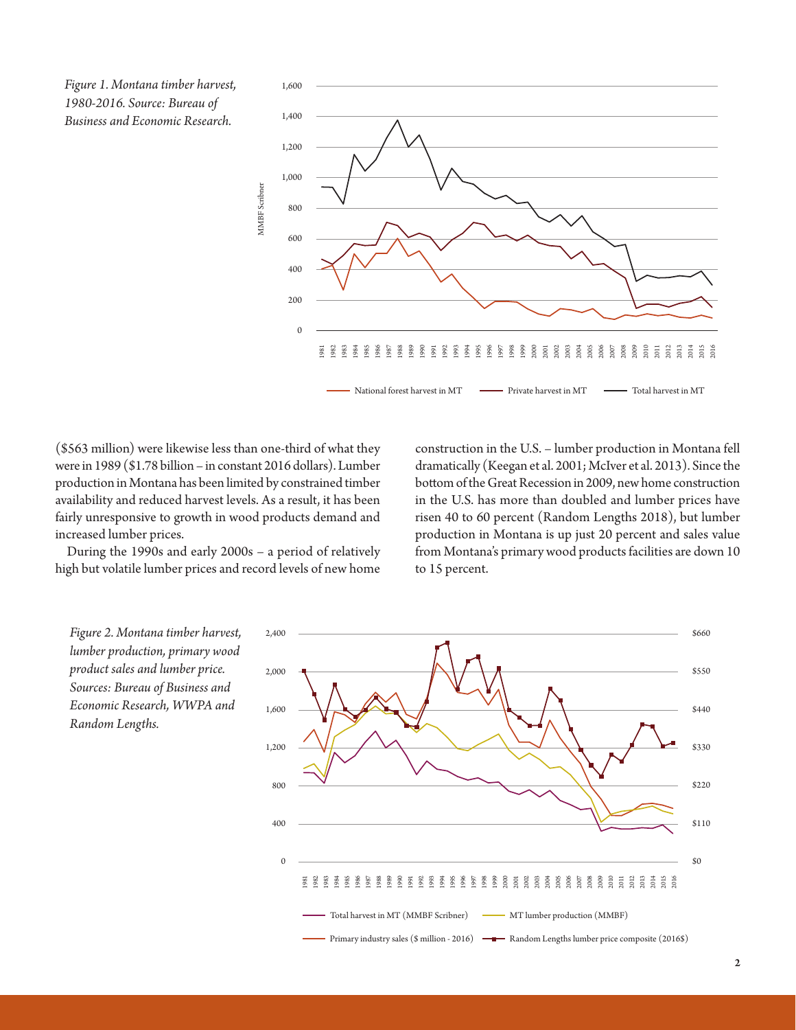*Figure 1. Montana timber harvest, 1980-2016. Source: Bureau of Business and Economic Research.*

($563 million) were likewise less than one-third of what they were in 1989 ($1.78 billion – in constant 2016 dollars). Lumber production in Montana has been limited by constrained timber availability and reduced harvest levels. As a result, it has been fairly unresponsive to growth in wood products demand and increased lumber prices.

During the 1990s and early 2000s – a period of relatively high but volatile lumber prices and record levels of new home construction in the U.S. – lumber production in Montana fell dramatically (Keegan et al. 2001; McIver et al. 2013). Since the bottom of the Great Recession in 2009, new home construction in the U.S. has more than doubled and lumber prices have risen 40 to 60 percent (Random Lengths 2018), but lumber production in Montana is up just 20 percent and sales value from Montana's primary wood products facilities are down 10 to 15 percent.

*Figure 2. Montana timber harvest, lumber production, primary wood product sales and lumber price. Sources: Bureau of Business and Economic Research, WWPA and Random Lengths.*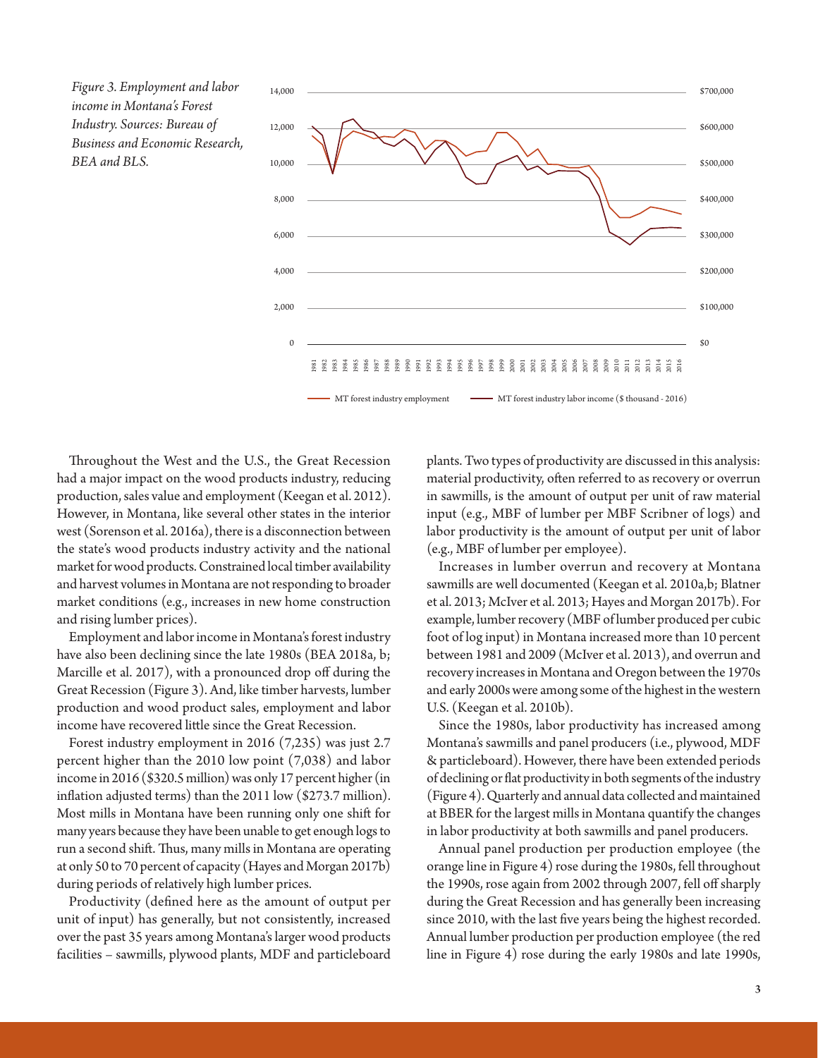*Figure 3. Employment and labor income in Montana's Forest Industry. Sources: Bureau of Business and Economic Research, BEA and BLS.*

Throughout the West and the U.S., the Great Recession had a major impact on the wood products industry, reducing production, sales value and employment (Keegan et al. 2012). However, in Montana, like several other states in the interior west (Sorenson et al. 2016a), there is a disconnection between the state's wood products industry activity and the national market for wood products. Constrained local timber availability and harvest volumes in Montana are not responding to broader market conditions (e.g., increases in new home construction and rising lumber prices).

Employment and labor income in Montana's forest industry have also been declining since the late 1980s (BEA 2018a, b; Marcille et al. 2017), with a pronounced drop off during the Great Recession (Figure 3). And, like timber harvests, lumber production and wood product sales, employment and labor income have recovered little since the Great Recession.

Forest industry employment in 2016 (7,235) was just 2.7 percent higher than the 2010 low point (7,038) and labor income in 2016 ($320.5 million) was only 17 percent higher (in inflation adjusted terms) than the 2011 low ($273.7 million). Most mills in Montana have been running only one shift for many years because they have been unable to get enough logs to run a second shift. Thus, many mills in Montana are operating at only 50 to 70 percent of capacity (Hayes and Morgan 2017b) during periods of relatively high lumber prices.

Productivity (defined here as the amount of output per unit of input) has generally, but not consistently, increased over the past 35 years among Montana's larger wood products facilities – sawmills, plywood plants, MDF and particleboard plants. Two types of productivity are discussed in this analysis: material productivity, often referred to as recovery or overrun in sawmills, is the amount of output per unit of raw material input (e.g., MBF of lumber per MBF Scribner of logs) and labor productivity is the amount of output per unit of labor (e.g., MBF of lumber per employee).

Increases in lumber overrun and recovery at Montana sawmills are well documented (Keegan et al. 2010a,b; Blatner et al. 2013; McIver et al. 2013; Hayes and Morgan 2017b). For example, lumber recovery (MBF of lumber produced per cubic foot of log input) in Montana increased more than 10 percent between 1981 and 2009 (McIver et al. 2013), and overrun and recovery increases in Montana and Oregon between the 1970s and early 2000s were among some of the highest in the western U.S. (Keegan et al. 2010b).

Since the 1980s, labor productivity has increased among Montana's sawmills and panel producers (i.e., plywood, MDF & particleboard). However, there have been extended periods of declining or flat productivity in both segments of the industry (Figure 4). Quarterly and annual data collected and maintained at BBER for the largest mills in Montana quantify the changes in labor productivity at both sawmills and panel producers.

Annual panel production per production employee (the orange line in Figure 4) rose during the 1980s, fell throughout the 1990s, rose again from 2002 through 2007, fell off sharply during the Great Recession and has generally been increasing since 2010, with the last five years being the highest recorded. Annual lumber production per production employee (the red line in Figure 4) rose during the early 1980s and late 1990s,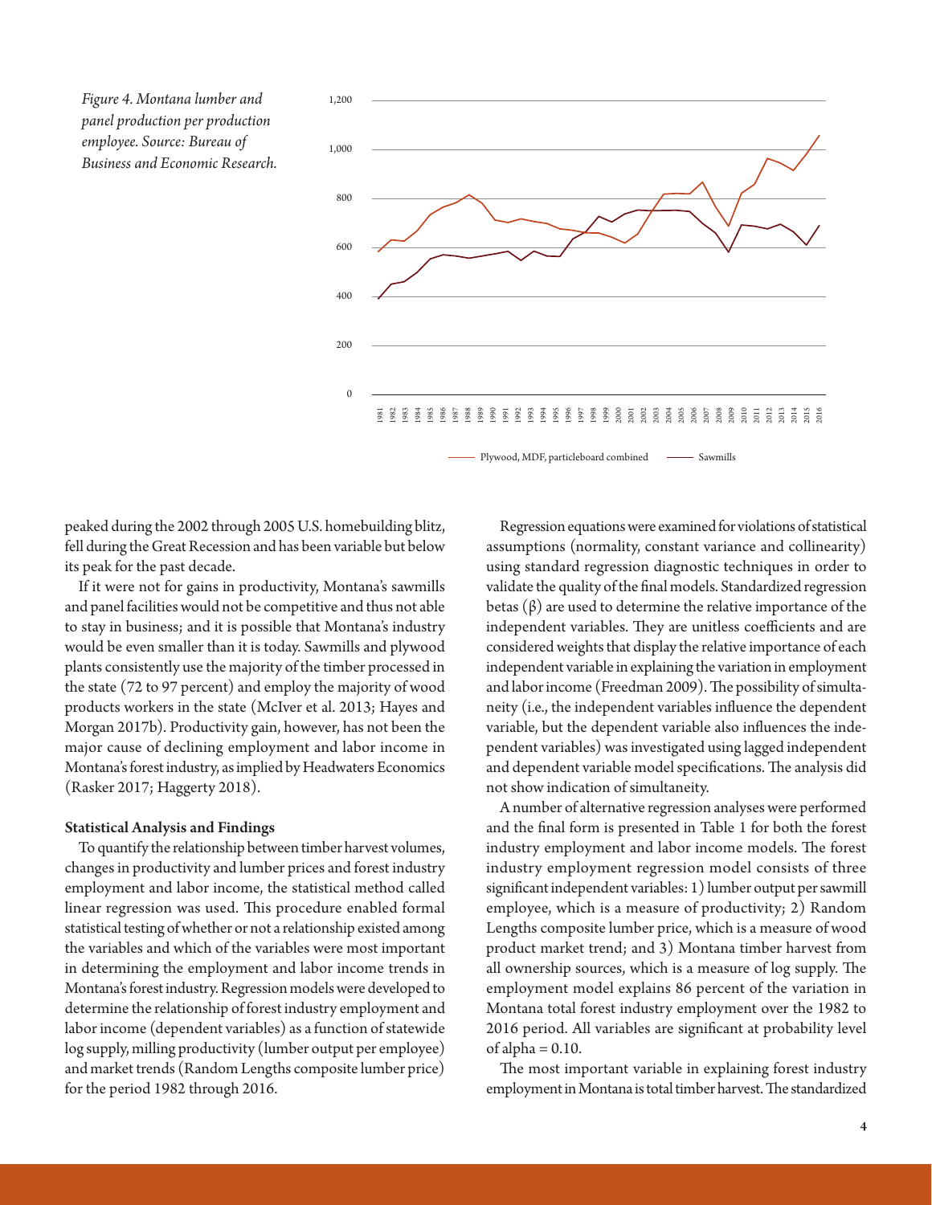*Figure 4. Montana lumber and panel production per production employee. Source: Bureau of Business and Economic Research.*

peaked during the 2002 through 2005 U.S. homebuilding blitz, fell during the Great Recession and has been variable but below its peak for the past decade.

If it were not for gains in productivity, Montana's sawmills and panel facilities would not be competitive and thus not able to stay in business; and it is possible that Montana's industry would be even smaller than it is today. Sawmills and plywood plants consistently use the majority of the timber processed in the state (72 to 97 percent) and employ the majority of wood products workers in the state (McIver et al. 2013; Hayes and Morgan 2017b). Productivity gain, however, has not been the major cause of declining employment and labor income in Montana's forest industry, as implied by Headwaters Economics (Rasker 2017; Haggerty 2018).

### Statistical Analysis and Findings

To quantify the relationship between timber harvest volumes, changes in productivity and lumber prices and forest industry employment and labor income, the statistical method called linear regression was used. This procedure enabled formal statistical testing of whether or not a relationship existed among the variables and which of the variables were most important in determining the employment and labor income trends in Montana's forest industry. Regression models were developed to determine the relationship of forest industry employment and labor income (dependent variables) as a function of statewide log supply, milling productivity (lumber output per employee) and market trends (Random Lengths composite lumber price) for the period 1982 through 2016.

Regression equations were examined for violations of statistical assumptions (normality, constant variance and collinearity) using standard regression diagnostic techniques in order to validate the quality of the final models. Standardized regression betas ($\beta$) are used to determine the relative importance of the independent variables. They are unitless coefficients and are considered weights that display the relative importance of each independent variable in explaining the variation in employment and labor income (Freedman 2009). The possibility of simultaneity (i.e., the independent variables influence the dependent variable, but the dependent variable also influences the independent variables) was investigated using lagged independent and dependent variable model specifications. The analysis did not show indication of simultaneity.

A number of alternative regression analyses were performed and the final form is presented in Table 1 for both the forest industry employment and labor income models. The forest industry employment regression model consists of three significant independent variables: 1) lumber output per sawmill employee, which is a measure of productivity; 2) Random Lengths composite lumber price, which is a measure of wood product market trend; and 3) Montana timber harvest from all ownership sources, which is a measure of log supply. The employment model explains 86 percent of the variation in Montana total forest industry employment over the 1982 to 2016 period. All variables are significant at probability level of alpha = 0.10.

The most important variable in explaining forest industry employment in Montana is total timber harvest. The standardized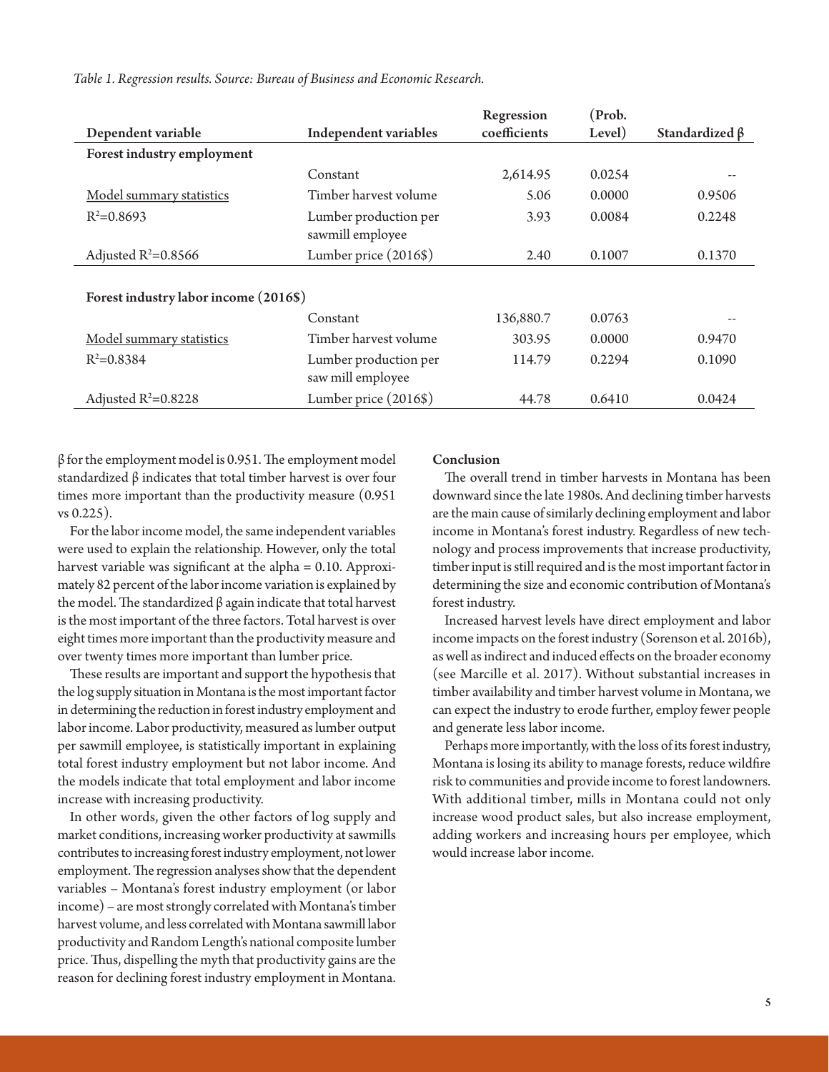*Table 1. Regression results. Source: Bureau of Business and Economic Research.*

| Dependent variable | Independent variables | Regression coefficients | (Prob. Level) | Standardized β |
|---|---|---|---|---|
| **Forest industry employment** | | | | |
| | Constant | 2,614.95 | 0.0254 | -- |
| Model summary statistics | Timber harvest volume | 5.06 | 0.0000 | 0.9506 |
| $R^2$=0.8693 | Lumber production per sawmill employee | 3.93 | 0.0084 | 0.2248 |
| Adjusted $R^2$=0.8566 | Lumber price (2016$) | 2.40 | 0.1007 | 0.1370 |
| **Forest industry labor income (2016$)** | | | | |
| | Constant | 136,880.7 | 0.0763 | -- |
| Model summary statistics | Timber harvest volume | 303.95 | 0.0000 | 0.9470 |
| $R^2$=0.8384 | Lumber production per saw mill employee | 114.79 | 0.2294 | 0.1090 |
| Adjusted $R^2$=0.8228 | Lumber price (2016$) | 44.78 | 0.6410 | 0.0424 |

β for the employment model is 0.951. The employment model standardized β indicates that total timber harvest is over four times more important than the productivity measure (0.951 vs 0.225).

For the labor income model, the same independent variables were used to explain the relationship. However, only the total harvest variable was significant at the alpha = 0.10. Approximately 82 percent of the labor income variation is explained by the model. The standardized β again indicate that total harvest is the most important of the three factors. Total harvest is over eight times more important than the productivity measure and over twenty times more important than lumber price.

These results are important and support the hypothesis that the log supply situation in Montana is the most important factor in determining the reduction in forest industry employment and labor income. Labor productivity, measured as lumber output per sawmill employee, is statistically important in explaining total forest industry employment but not labor income. And the models indicate that total employment and labor income increase with increasing productivity.

In other words, given the other factors of log supply and market conditions, increasing worker productivity at sawmills contributes to increasing forest industry employment, not lower employment. The regression analyses show that the dependent variables – Montana's forest industry employment (or labor income) – are most strongly correlated with Montana's timber harvest volume, and less correlated with Montana sawmill labor productivity and Random Length's national composite lumber price. Thus, dispelling the myth that productivity gains are the reason for declining forest industry employment in Montana.

## Conclusion

The overall trend in timber harvests in Montana has been downward since the late 1980s. And declining timber harvests are the main cause of similarly declining employment and labor income in Montana's forest industry. Regardless of new technology and process improvements that increase productivity, timber input is still required and is the most important factor in determining the size and economic contribution of Montana's forest industry.

Increased harvest levels have direct employment and labor income impacts on the forest industry (Sorenson et al. 2016b), as well as indirect and induced effects on the broader economy (see Marcille et al. 2017). Without substantial increases in timber availability and timber harvest volume in Montana, we can expect the industry to erode further, employ fewer people and generate less labor income.

Perhaps more importantly, with the loss of its forest industry, Montana is losing its ability to manage forests, reduce wildfire risk to communities and provide income to forest landowners. With additional timber, mills in Montana could not only increase wood product sales, but also increase employment, adding workers and increasing hours per employee, which would increase labor income.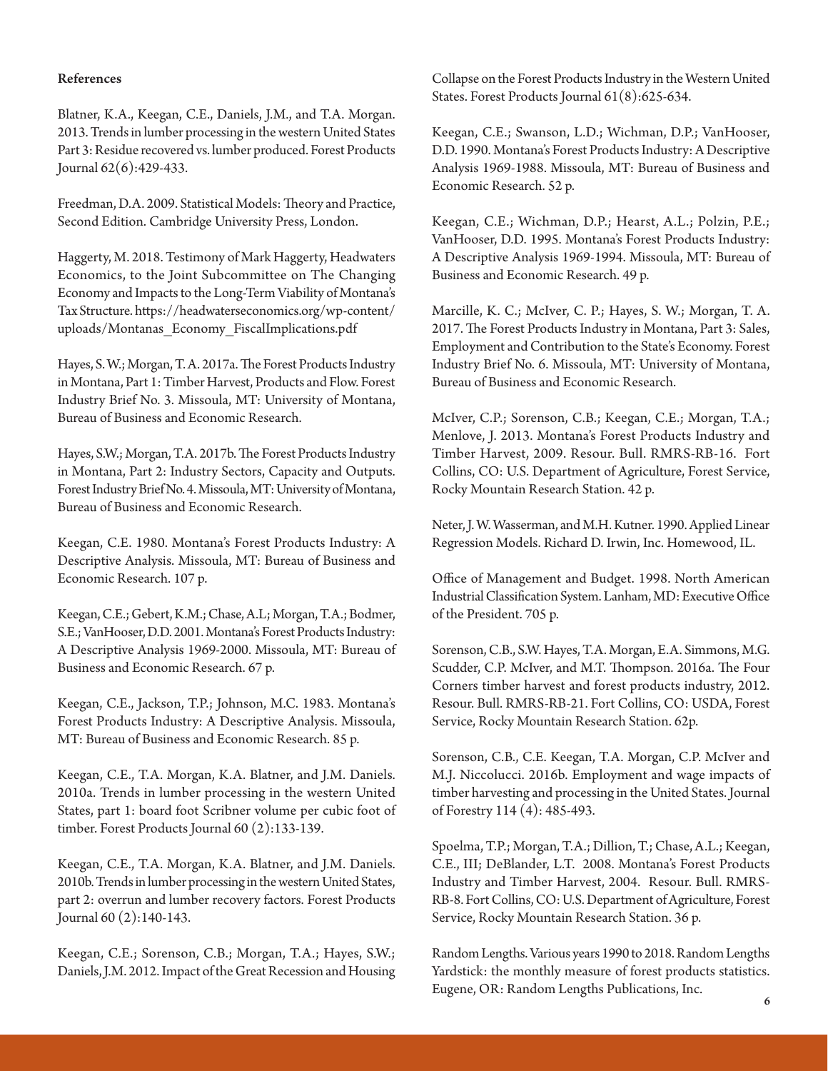### References

Blatner, K.A., Keegan, C.E., Daniels, J.M., and T.A. Morgan. 2013. Trends in lumber processing in the western United States Part 3: Residue recovered vs. lumber produced. Forest Products Journal 62(6):429-433.

Freedman, D.A. 2009. Statistical Models: Theory and Practice, Second Edition. Cambridge University Press, London.

Haggerty, M. 2018. Testimony of Mark Haggerty, Headwaters Economics, to the Joint Subcommittee on The Changing Economy and Impacts to the Long-Term Viability of Montana's Tax Structure. https://headwaterseconomics.org/wp-content/uploads/Montanas_Economy_FiscalImplications.pdf

Hayes, S.W.; Morgan, T.A. 2017a. The Forest Products Industry in Montana, Part 1: Timber Harvest, Products and Flow. Forest Industry Brief No. 3. Missoula, MT: University of Montana, Bureau of Business and Economic Research.

Hayes, S.W.; Morgan, T.A. 2017b. The Forest Products Industry in Montana, Part 2: Industry Sectors, Capacity and Outputs. Forest Industry Brief No. 4. Missoula, MT: University of Montana, Bureau of Business and Economic Research.

Keegan, C.E. 1980. Montana's Forest Products Industry: A Descriptive Analysis. Missoula, MT: Bureau of Business and Economic Research. 107 p.

Keegan, C.E.; Gebert, K.M.; Chase, A.L; Morgan, T.A.; Bodmer, S.E.; VanHooser, D.D. 2001. Montana's Forest Products Industry: A Descriptive Analysis 1969-2000. Missoula, MT: Bureau of Business and Economic Research. 67 p.

Keegan, C.E., Jackson, T.P.; Johnson, M.C. 1983. Montana's Forest Products Industry: A Descriptive Analysis. Missoula, MT: Bureau of Business and Economic Research. 85 p.

Keegan, C.E., T.A. Morgan, K.A. Blatner, and J.M. Daniels. 2010a. Trends in lumber processing in the western United States, part 1: board foot Scribner volume per cubic foot of timber. Forest Products Journal 60 (2):133-139.

Keegan, C.E., T.A. Morgan, K.A. Blatner, and J.M. Daniels. 2010b. Trends in lumber processing in the western United States, part 2: overrun and lumber recovery factors. Forest Products Journal 60 (2):140-143.

Keegan, C.E.; Sorenson, C.B.; Morgan, T.A.; Hayes, S.W.; Daniels, J.M. 2012. Impact of the Great Recession and Housing Collapse on the Forest Products Industry in the Western United States. Forest Products Journal 61(8):625-634.

Keegan, C.E.; Swanson, L.D.; Wichman, D.P.; VanHooser, D.D. 1990. Montana's Forest Products Industry: A Descriptive Analysis 1969-1988. Missoula, MT: Bureau of Business and Economic Research. 52 p.

Keegan, C.E.; Wichman, D.P.; Hearst, A.L.; Polzin, P.E.; VanHooser, D.D. 1995. Montana's Forest Products Industry: A Descriptive Analysis 1969-1994. Missoula, MT: Bureau of Business and Economic Research. 49 p.

Marcille, K. C.; McIver, C. P.; Hayes, S. W.; Morgan, T. A. 2017. The Forest Products Industry in Montana, Part 3: Sales, Employment and Contribution to the State's Economy. Forest Industry Brief No. 6. Missoula, MT: University of Montana, Bureau of Business and Economic Research.

McIver, C.P.; Sorenson, C.B.; Keegan, C.E.; Morgan, T.A.; Menlove, J. 2013. Montana's Forest Products Industry and Timber Harvest, 2009. Resour. Bull. RMRS-RB-16. Fort Collins, CO: U.S. Department of Agriculture, Forest Service, Rocky Mountain Research Station. 42 p.

Neter, J. W. Wasserman, and M.H. Kutner. 1990. Applied Linear Regression Models. Richard D. Irwin, Inc. Homewood, IL.

Office of Management and Budget. 1998. North American Industrial Classification System. Lanham, MD: Executive Office of the President. 705 p.

Sorenson, C.B., S.W. Hayes, T.A. Morgan, E.A. Simmons, M.G. Scudder, C.P. McIver, and M.T. Thompson. 2016a. The Four Corners timber harvest and forest products industry, 2012. Resour. Bull. RMRS-RB-21. Fort Collins, CO: USDA, Forest Service, Rocky Mountain Research Station. 62p.

Sorenson, C.B., C.E. Keegan, T.A. Morgan, C.P. McIver and M.J. Niccolucci. 2016b. Employment and wage impacts of timber harvesting and processing in the United States. Journal of Forestry 114 (4): 485-493.

Spoelma, T.P.; Morgan, T.A.; Dillion, T.; Chase, A.L.; Keegan, C.E., III; DeBlander, L.T. 2008. Montana's Forest Products Industry and Timber Harvest, 2004. Resour. Bull. RMRS-RB-8. Fort Collins, CO: U.S. Department of Agriculture, Forest Service, Rocky Mountain Research Station. 36 p.

Random Lengths. Various years 1990 to 2018. Random Lengths Yardstick: the monthly measure of forest products statistics. Eugene, OR: Random Lengths Publications, Inc.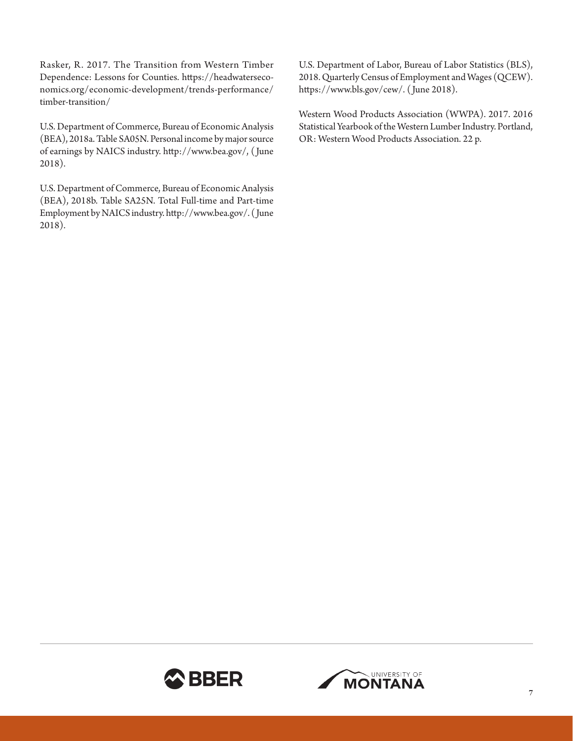Rasker, R. 2017. The Transition from Western Timber Dependence: Lessons for Counties. https://headwaterseconomics.org/economic-development/trends-performance/timber-transition/

U.S. Department of Commerce, Bureau of Economic Analysis (BEA), 2018a. Table SA05N. Personal income by major source of earnings by NAICS industry. http://www.bea.gov/, (June 2018).

U.S. Department of Commerce, Bureau of Economic Analysis (BEA), 2018b. Table SA25N. Total Full-time and Part-time Employment by NAICS industry. http://www.bea.gov/. (June 2018).

U.S. Department of Labor, Bureau of Labor Statistics (BLS), 2018. Quarterly Census of Employment and Wages (QCEW). https://www.bls.gov/cew/. (June 2018).

Western Wood Products Association (WWPA). 2017. 2016 Statistical Yearbook of the Western Lumber Industry. Portland, OR: Western Wood Products Association. 22 p.